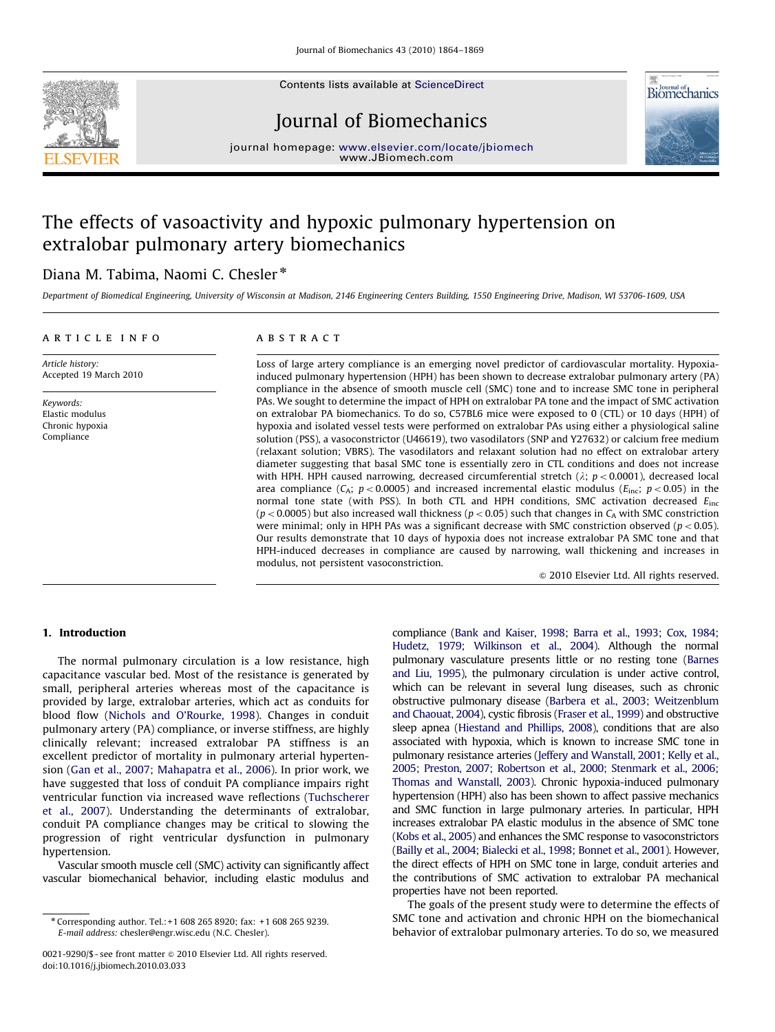# The effects of vasoactivity and hypoxic pulmonary hypertension on extralobar pulmonary artery biomechanics

Diana M. Tabima, Naomi C. Chesler *

*Department of Biomedical Engineering, University of Wisconsin at Madison, 2146 Engineering Centers Building, 1550 Engineering Drive, Madison, WI 53706-1609, USA*

**ARTICLE INFO**

*Article history:*
Accepted 19 March 2010

*Keywords:*
Elastic modulus
Chronic hypoxia
Compliance

**ABSTRACT**

Loss of large artery compliance is an emerging novel predictor of cardiovascular mortality. Hypoxia-induced pulmonary hypertension (HPH) has been shown to decrease extralobar pulmonary artery (PA) compliance in the absence of smooth muscle cell (SMC) tone and to increase SMC tone in peripheral PAs. We sought to determine the impact of HPH on extralobar PA tone and the impact of SMC activation on extralobar PA biomechanics. To do so, C57BL6 mice were exposed to 0 (CTL) or 10 days (HPH) of hypoxia and isolated vessel tests were performed on extralobar PAs using either a physiological saline solution (PSS), a vasoconstrictor (U46619), two vasodilators (SNP and Y27632) or calcium free medium (relaxant solution; VBRS). The vasodilators and relaxant solution had no effect on extralobar artery diameter suggesting that basal SMC tone is essentially zero in CTL conditions and does not increase with HPH. HPH caused narrowing, decreased circumferential stretch ($\lambda$; $p < 0.0001$), decreased local area compliance ($C_A$; $p < 0.0005$) and increased incremental elastic modulus ($E_{inc}$; $p < 0.05$) in the normal tone state (with PSS). In both CTL and HPH conditions, SMC activation decreased $E_{inc}$ ($p < 0.0005$) but also increased wall thickness ($p < 0.05$) such that changes in $C_A$ with SMC constriction were minimal; only in HPH PAs was a significant decrease with SMC constriction observed ($p < 0.05$). Our results demonstrate that 10 days of hypoxia does not increase extralobar PA SMC tone and that HPH-induced decreases in compliance are caused by narrowing, wall thickening and increases in modulus, not persistent vasoconstriction.

© 2010 Elsevier Ltd. All rights reserved.

## 1. Introduction

The normal pulmonary circulation is a low resistance, high capacitance vascular bed. Most of the resistance is generated by small, peripheral arteries whereas most of the capacitance is provided by large, extralobar arteries, which act as conduits for blood flow (Nichols and O'Rourke, 1998). Changes in conduit pulmonary artery (PA) compliance, or inverse stiffness, are highly clinically relevant; increased extralobar PA stiffness is an excellent predictor of mortality in pulmonary arterial hypertension (Gan et al., 2007; Mahapatra et al., 2006). In prior work, we have suggested that loss of conduit PA compliance impairs right ventricular function via increased wave reflections (Tuchscherer et al., 2007). Understanding the determinants of extralobar, conduit PA compliance changes may be critical to slowing the progression of right ventricular dysfunction in pulmonary hypertension.

Vascular smooth muscle cell (SMC) activity can significantly affect vascular biomechanical behavior, including elastic modulus and compliance (Bank and Kaiser, 1998; Barra et al., 1993; Cox, 1984; Hudetz, 1979; Wilkinson et al., 2004). Although the normal pulmonary vasculature presents little or no resting tone (Barnes and Liu, 1995), the pulmonary circulation is under active control, which can be relevant in several lung diseases, such as chronic obstructive pulmonary disease (Barbera et al., 2003; Weitzenblum and Chaouat, 2004), cystic fibrosis (Fraser et al., 1999) and obstructive sleep apnea (Hiestand and Phillips, 2008), conditions that are also associated with hypoxia, which is known to increase SMC tone in pulmonary resistance arteries (Jeffery and Wanstall, 2001; Kelly et al., 2005; Preston, 2007; Robertson et al., 2000; Stenmark et al., 2006; Thomas and Wanstall, 2003). Chronic hypoxia-induced pulmonary hypertension (HPH) also has been shown to affect passive mechanics and SMC function in large pulmonary arteries. In particular, HPH increases extralobar PA elastic modulus in the absence of SMC tone (Kobs et al., 2005) and enhances the SMC response to vasoconstrictors (Bailly et al., 2004; Bialecki et al., 1998; Bonnet et al., 2001). However, the direct effects of HPH on SMC tone in large, conduit arteries and the contributions of SMC activation to extralobar PA mechanical properties have not been reported.

The goals of the present study were to determine the effects of SMC tone and activation and chronic HPH on the biomechanical behavior of extralobar pulmonary arteries. To do so, we measured

* Corresponding author. Tel.:+1 608 265 8920; fax: +1 608 265 9239.
E-mail address: chesler@engr.wisc.edu (N.C. Chesler).

0021-9290/$ - see front matter © 2010 Elsevier Ltd. All rights reserved.
doi:10.1016/j.jbiomech.2010.03.033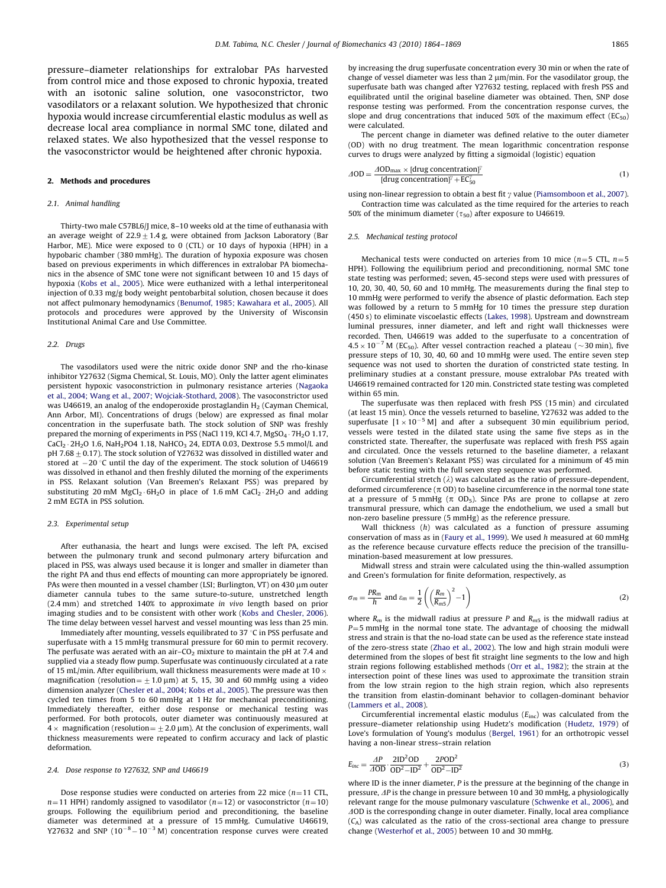pressure–diameter relationships for extralobar PAs harvested from control mice and those exposed to chronic hypoxia, treated with an isotonic saline solution, one vasoconstrictor, two vasodilators or a relaxant solution. We hypothesized that chronic hypoxia would increase circumferential elastic modulus as well as decrease local area compliance in normal SMC tone, dilated and relaxed states. We also hypothesized that the vessel response to the vasoconstrictor would be heightened after chronic hypoxia.

## 2. Methods and procedures

### 2.1. Animal handling

Thirty-two male C57BL6/J mice, 8–10 weeks old at the time of euthanasia with an average weight of $22.9 \pm 1.4$ g, were obtained from Jackson Laboratory (Bar Harbor, ME). Mice were exposed to 0 (CTL) or 10 days of hypoxia (HPH) in a hypobaric chamber (380 mmHg). The duration of hypoxia exposure was chosen based on previous experiments in which differences in extralobar PA biomechanics in the absence of SMC tone were not significant between 10 and 15 days of hypoxia (Kobs et al., 2005). Mice were euthanized with a lethal interperitoneal injection of 0.33 mg/g body weight pentobarbital solution, chosen because it does not affect pulmonary hemodynamics (Benumof, 1985; Kawahara et al., 2005). All protocols and procedures were approved by the University of Wisconsin Institutional Animal Care and Use Committee.

### 2.2. Drugs

The vasodilators used were the nitric oxide donor SNP and the rho-kinase inhibitor Y27632 (Sigma Chemical, St. Louis, MO). Only the latter agent eliminates persistent hypoxic vasoconstriction in pulmonary resistance arteries (Nagaoka et al., 2004; Wang et al., 2007; Wojciak-Stothard, 2008). The vasoconstrictor used was U46619, an analog of the endoperoxide prostaglandin $H_2$ (Cayman Chemical, Ann Arbor, MI). Concentrations of drugs (below) are expressed as final molar concentration in the superfusate bath. The stock solution of SNP was freshly prepared the morning of experiments in PSS (NaCl 119, KCl 4.7, $MgSO_4 \cdot 7H_2O$ 1.17, $CaCl_2 \cdot 2H_2O$ 1.6, $NaH_2PO4$ 1.18, $NaHCO_3$ 24, EDTA 0.03, Dextrose 5.5 mmol/L and pH $7.68 \pm 0.17$). The stock solution of Y27632 was dissolved in distilled water and stored at $-20$ °C until the day of the experiment. The stock solution of U46619 was dissolved in ethanol and then freshly diluted the morning of the experiments in PSS. Relaxant solution (Van Breemen's Relaxant PSS) was prepared by substituting 20 mM $MgCl_2 \cdot 6H_2O$ in place of 1.6 mM $CaCl_2 \cdot 2H_2O$ and adding 2 mM EGTA in PSS solution.

### 2.3. Experimental setup

After euthanasia, the heart and lungs were excised. The left PA, excised between the pulmonary trunk and second pulmonary artery bifurcation and placed in PSS, was always used because it is longer and smaller in diameter than the right PA and thus end effects of mounting can more appropriately be ignored. PAs were then mounted in a vessel chamber (LSI; Burlington, VT) on 430 μm outer diameter cannula tubes to the same suture-to-suture, unstretched length (2.4 mm) and stretched 140% to approximate *in vivo* length based on prior imaging studies and to be consistent with other work (Kobs and Chesler, 2006). The time delay between vessel harvest and vessel mounting was less than 25 min.

Immediately after mounting, vessels equilibrated to 37 °C in PSS perfusate and superfusate with a 15 mmHg transmural pressure for 60 min to permit recovery. The perfusate was aerated with an air–$CO_2$ mixture to maintain the pH at 7.4 and supplied via a steady flow pump. Superfusate was continuously circulated at a rate of 15 mL/min. After equilibrium, wall thickness measurements were made at 10 × magnification (resolution $= \pm 1.0$ μm) at 5, 15, 30 and 60 mmHg using a video dimension analyzer (Chesler et al., 2004; Kobs et al., 2005). The pressure was then cycled ten times from 5 to 60 mmHg at 1 Hz for mechanical preconditioning. Immediately thereafter, either dose response or mechanical testing was performed. For both protocols, outer diameter was continuously measured at 4 × magnification (resolution $= \pm 2.0$ μm). At the conclusion of experiments, wall thickness measurements were repeated to confirm accuracy and lack of plastic deformation.

### 2.4. Dose response to Y27632, SNP and U46619

Dose response studies were conducted on arteries from 22 mice ($n=11$ CTL, $n=11$ HPH) randomly assigned to vasodilator ($n=12$) or vasoconstrictor ($n=10$) groups. Following the equilibrium period and preconditioning, the baseline diameter was determined at a pressure of 15 mmHg. Cumulative U46619, Y27632 and SNP ($10^{-8}-10^{-3}$ M) concentration response curves were created by increasing the drug superfusate concentration every 30 min or when the rate of change of vessel diameter was less than 2 μm/min. For the vasodilator group, the superfusate bath was changed after Y27632 testing, replaced with fresh PSS and equilibrated until the original baseline diameter was obtained. Then, SNP dose response testing was performed. From the concentration response curves, the slope and drug concentrations that induced 50% of the maximum effect ($EC_{50}$) were calculated.

The percent change in diameter was defined relative to the outer diameter (OD) with no drug treatment. The mean logarithmic concentration response curves to drugs were analyzed by fitting a sigmoidal (logistic) equation

$$\Delta \text{OD} = \frac{\Delta \text{OD}_{\max} \times [\text{drug concentration}]^{\gamma}}{[\text{drug concentration}]^{\gamma} + \text{EC}_{50}^{\gamma}} \tag{1}$$

using non-linear regression to obtain a best fit $\gamma$ value (Piamsomboon et al., 2007).

Contraction time was calculated as the time required for the arteries to reach 50% of the minimum diameter ($\tau_{50}$) after exposure to U46619.

### 2.5. Mechanical testing protocol

Mechanical tests were conducted on arteries from 10 mice ($n=5$ CTL, $n=5$ HPH). Following the equilibrium period and preconditioning, normal SMC tone state testing was performed; seven, 45-second steps were used with pressures of 10, 20, 30, 40, 50, 60 and 10 mmHg. The measurements during the final step to 10 mmHg were performed to verify the absence of plastic deformation. Each step was followed by a return to 5 mmHg for 10 times the pressure step duration (450 s) to eliminate viscoelastic effects (Lakes, 1998). Upstream and downstream luminal pressures, inner diameter, and left and right wall thicknesses were recorded. Then, U46619 was added to the superfusate to a concentration of $4.5 \times 10^{-7}$ M ($EC_{50}$). After vessel contraction reached a plateau (~30 min), five pressure steps of 10, 30, 40, 60 and 10 mmHg were used. The entire seven step sequence was not used to shorten the duration of constricted state testing. In preliminary studies at a constant pressure, mouse extralobar PAs treated with U46619 remained contracted for 120 min. Constricted state testing was completed within 65 min.

The superfusate was then replaced with fresh PSS (15 min) and circulated (at least 15 min). Once the vessels returned to baseline, Y27632 was added to the superfusate [$1 \times 10^{-5}$ M] and after a subsequent 30 min equilibrium period, vessels were tested in the dilated state using the same five steps as in the constricted state. Thereafter, the superfusate was replaced with fresh PSS again and circulated. Once the vessels returned to the baseline diameter, a relaxant solution (Van Breemen's Relaxant PSS) was circulated for a minimum of 45 min before static testing with the full seven step sequence was performed.

Circumferential stretch ($\lambda$) was calculated as the ratio of pressure-dependent, deformed circumference ($\pi$ OD) to baseline circumference in the normal tone state at a pressure of 5 mmHg ($\pi$ $OD_5$). Since PAs are prone to collapse at zero transmural pressure, which can damage the endothelium, we used a small but non-zero baseline pressure (5 mmHg) as the reference pressure.

Wall thickness ($h$) was calculated as a function of pressure assuming conservation of mass as in (Faury et al., 1999). We used $h$ measured at 60 mmHg as the reference because curvature effects reduce the precision of the transillumination-based measurement at low pressures.

Midwall stress and strain were calculated using the thin-walled assumption and Green's formulation for finite deformation, respectively, as

$$\sigma_m = \frac{PR_m}{h} \text{ and } \varepsilon_m = \frac{1}{2}\left(\left(\frac{R_m}{R_{m5}}\right)^2 - 1\right) \tag{2}$$

where $R_m$ is the midwall radius at pressure $P$ and $R_{m5}$ is the midwall radius at $P=5$ mmHg in the normal tone state. The advantage of choosing the midwall stress and strain is that the no-load state can be used as the reference state instead of the zero-stress state (Zhao et al., 2002). The low and high strain moduli were determined from the slopes of best fit straight line segments to the low and high strain regions following established methods (Orr et al., 1982); the strain at the intersection point of these lines was used to approximate the transition strain from the low strain region to the high strain region, which also represents the transition from elastin-dominant behavior to collagen-dominant behavior (Lammers et al., 2008).

Circumferential incremental elastic modulus ($E_{inc}$) was calculated from the pressure–diameter relationship using Hudetz's modification (Hudetz, 1979) of Love's formulation of Young's modulus (Bergel, 1961) for an orthotropic vessel having a non-linear stress–strain relation

$$E_{inc} = \frac{\Delta P}{\Delta \text{OD}} \cdot \frac{2\text{ID}^2\text{OD}}{\text{OD}^2 - \text{ID}^2} + \frac{2P\text{OD}^2}{\text{OD}^2 - \text{ID}^2} \tag{3}$$

where ID is the inner diameter, $P$ is the pressure at the beginning of the change in pressure, $\Delta P$ is the change in pressure between 10 and 30 mmHg, a physiologically relevant range for the mouse pulmonary vasculature (Schwenke et al., 2006), and $\Delta$OD is the corresponding change in outer diameter. Finally, local area compliance ($C_A$) was calculated as the ratio of the cross-sectional area change to pressure change (Westerhof et al., 2005) between 10 and 30 mmHg.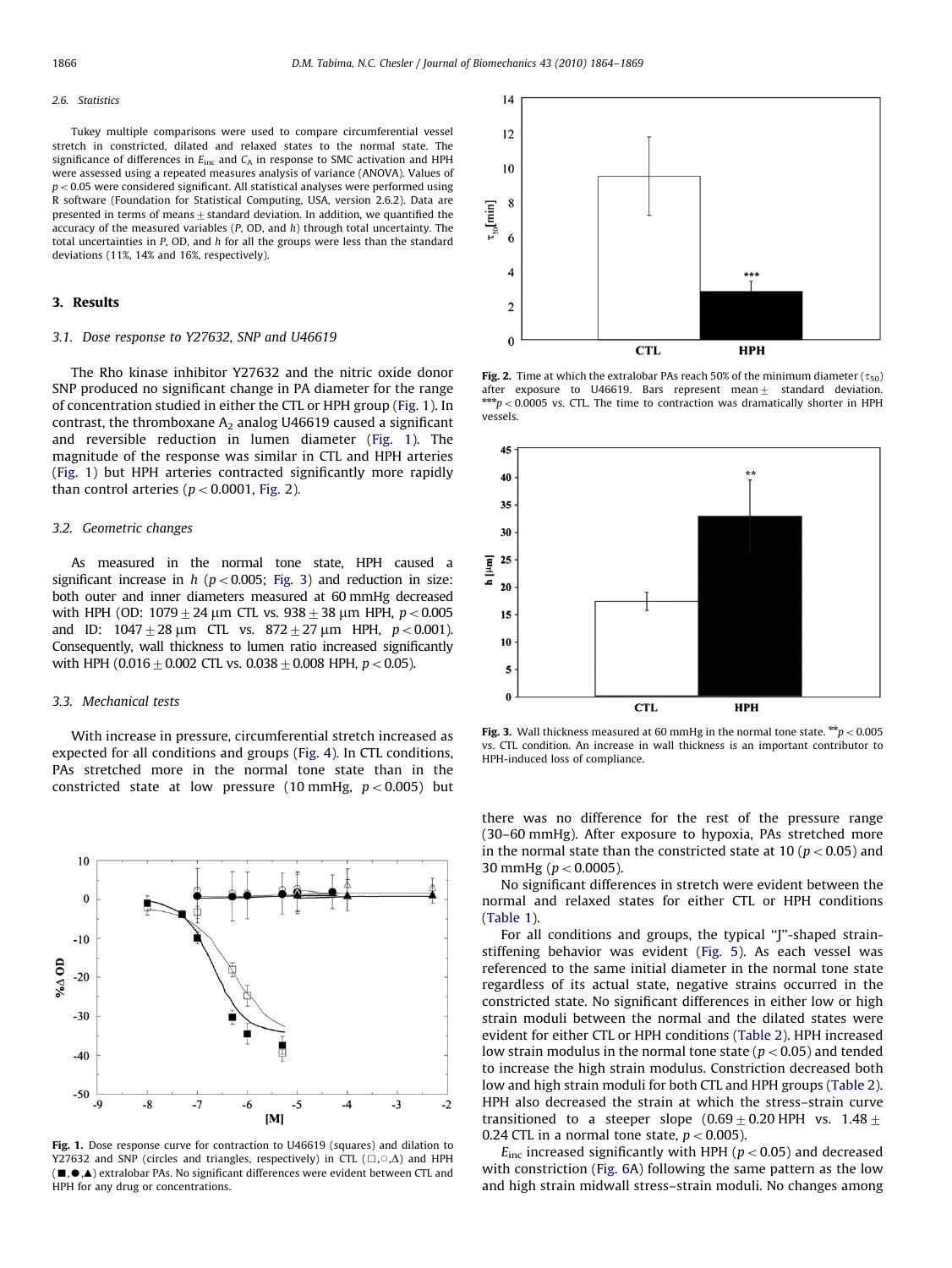### 2.6. Statistics

Tukey multiple comparisons were used to compare circumferential vessel stretch in constricted, dilated and relaxed states to the normal state. The significance of differences in $E_{inc}$ and $C_A$ in response to SMC activation and HPH were assessed using a repeated measures analysis of variance (ANOVA). Values of $p < 0.05$ were considered significant. All statistical analyses were performed using R software (Foundation for Statistical Computing, USA, version 2.6.2). Data are presented in terms of means ± standard deviation. In addition, we quantified the accuracy of the measured variables (P, OD, and h) through total uncertainty. The total uncertainties in P, OD, and h for all the groups were less than the standard deviations (11%, 14% and 16%, respectively).

## 3. Results

### 3.1. Dose response to Y27632, SNP and U46619

The Rho kinase inhibitor Y27632 and the nitric oxide donor SNP produced no significant change in PA diameter for the range of concentration studied in either the CTL or HPH group (Fig. 1). In contrast, the thromboxane $A_2$ analog U46619 caused a significant and reversible reduction in lumen diameter (Fig. 1). The magnitude of the response was similar in CTL and HPH arteries (Fig. 1) but HPH arteries contracted significantly more rapidly than control arteries ($p < 0.0001$, Fig. 2).

### 3.2. Geometric changes

As measured in the normal tone state, HPH caused a significant increase in h ($p < 0.005$; Fig. 3) and reduction in size: both outer and inner diameters measured at 60 mmHg decreased with HPH (OD: 1079 ± 24 μm CTL vs. 938 ± 38 μm HPH, $p < 0.005$ and ID: 1047 ± 28 μm CTL vs. 872 ± 27 μm HPH, $p < 0.001$). Consequently, wall thickness to lumen ratio increased significantly with HPH (0.016 ± 0.002 CTL vs. 0.038 ± 0.008 HPH, $p < 0.05$).

### 3.3. Mechanical tests

With increase in pressure, circumferential stretch increased as expected for all conditions and groups (Fig. 4). In CTL conditions, PAs stretched more in the normal tone state than in the constricted state at low pressure (10 mmHg, $p < 0.005$) but there was no difference for the rest of the pressure range (30–60 mmHg). After exposure to hypoxia, PAs stretched more in the normal state than the constricted state at 10 ($p < 0.05$) and 30 mmHg ($p < 0.0005$).

No significant differences in stretch were evident between the normal and relaxed states for either CTL or HPH conditions (Table 1).

For all conditions and groups, the typical "J"-shaped strain-stiffening behavior was evident (Fig. 5). As each vessel was referenced to the same initial diameter in the normal tone state regardless of its actual state, negative strains occurred in the constricted state. No significant differences in either low or high strain moduli between the normal and the dilated states were evident for either CTL or HPH conditions (Table 2). HPH increased low strain modulus in the normal tone state ($p < 0.05$) and tended to increase the high strain modulus. Constriction decreased both low and high strain moduli for both CTL and HPH groups (Table 2). HPH also decreased the strain at which the stress–strain curve transitioned to a steeper slope (0.69 ± 0.20 HPH vs. 1.48 ± 0.24 CTL in a normal tone state, $p < 0.005$).

$E_{inc}$ increased significantly with HPH ($p < 0.05$) and decreased with constriction (Fig. 6A) following the same pattern as the low and high strain midwall stress–strain moduli. No changes among

**Fig. 1.** Dose response curve for contraction to U46619 (squares) and dilation to Y27632 and SNP (circles and triangles, respectively) in CTL (□,○,△) and HPH (■,●,▲) extralobar PAs. No significant differences were evident between CTL and HPH for any drug or concentrations.

**Fig. 2.** Time at which the extralobar PAs reach 50% of the minimum diameter ($\tau_{50}$) after exposure to U46619. Bars represent mean ± standard deviation. ***$p < 0.0005$ vs. CTL. The time to contraction was dramatically shorter in HPH vessels.

**Fig. 3.** Wall thickness measured at 60 mmHg in the normal tone state. **$p < 0.005$ vs. CTL condition. An increase in wall thickness is an important contributor to HPH-induced loss of compliance.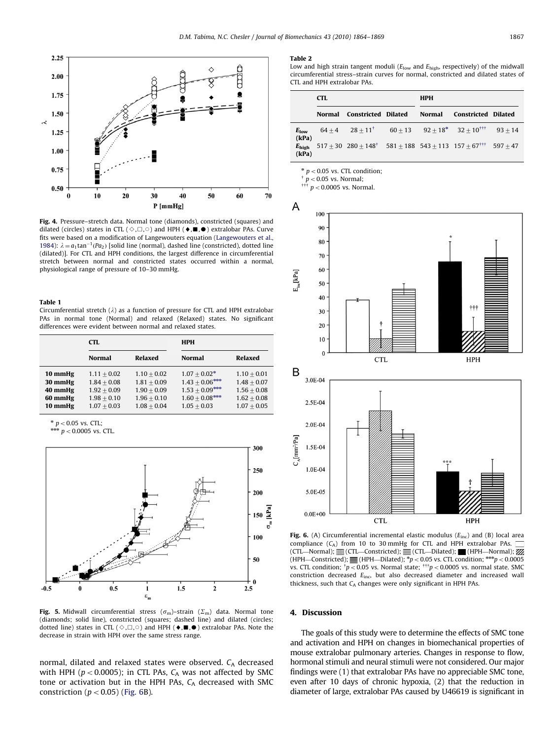Fig. 4. Pressure–stretch data. Normal tone (diamonds), constricted (squares) and dilated (circles) states in CTL (◇,□,○) and HPH (◆,■,●) extralobar PAs. Curve fits were based on a modification of Langewouters equation (Langewouters et al., 1984): $\lambda = a_1 \tan^{-1}(Pa_2)$ [solid line (normal), dashed line (constricted), dotted line (dilated)]. For CTL and HPH conditions, the largest difference in circumferential stretch between normal and constricted states occurred within a normal, physiological range of pressure of 10–30 mmHg.

**Table 1**
Circumferential stretch ($\lambda$) as a function of pressure for CTL and HPH extralobar PAs in normal tone (Normal) and relaxed (Relaxed) states. No significant differences were evident between normal and relaxed states.

| | CTL | | HPH | |
|---|---|---|---|---|
| | Normal | Relaxed | Normal | Relaxed |
| 10 mmHg | $1.11 \pm 0.02$ | $1.10 \pm 0.02$ | $1.07 \pm 0.02$* | $1.10 \pm 0.01$ |
| 30 mmHg | $1.84 \pm 0.08$ | $1.81 \pm 0.09$ | $1.43 \pm 0.06$*** | $1.48 \pm 0.07$ |
| 40 mmHg | $1.92 \pm 0.09$ | $1.90 \pm 0.09$ | $1.53 \pm 0.09$*** | $1.56 \pm 0.08$ |
| 60 mmHg | $1.98 \pm 0.10$ | $1.96 \pm 0.10$ | $1.60 \pm 0.08$*** | $1.62 \pm 0.08$ |
| 10 mmHg | $1.07 \pm 0.03$ | $1.08 \pm 0.04$ | $1.05 \pm 0.03$ | $1.07 \pm 0.05$ |

\* $p < 0.05$ vs. CTL;
\*\*\* $p < 0.0005$ vs. CTL.

Fig. 5. Midwall circumferential stress ($\sigma_m$)–strain ($\Sigma_m$) data. Normal tone (diamonds; solid line), constricted (squares; dashed line) and dilated (circles; dotted line) states in CTL (◇,□,○) and HPH (◆,■,●) extralobar PAs. Note the decrease in strain with HPH over the same stress range.

normal, dilated and relaxed states were observed. $C_A$ decreased with HPH ($p < 0.0005$); in CTL PAs, $C_A$ was not affected by SMC tone or activation but in the HPH PAs, $C_A$ decreased with SMC constriction ($p < 0.05$) (Fig. 6B).

**Table 2**
Low and high strain tangent moduli ($E_{low}$ and $E_{high}$, respectively) of the midwall circumferential stress–strain curves for normal, constricted and dilated states of CTL and HPH extralobar PAs.

| | CTL | | | HPH | | |
|---|---|---|---|---|---|---|
| | Normal | Constricted | Dilated | Normal | Constricted | Dilated |
| $E_{low}$ (kPa) | $64 \pm 4$ | $28 \pm 11$† | $60 \pm 13$ | $92 \pm 18$* | $32 \pm 10$††† | $93 \pm 14$ |
| $E_{high}$ (kPa) | $517 \pm 30$ | $280 \pm 148$† | $581 \pm 188$ | $543 \pm 113$ | $157 \pm 67$††† | $597 \pm 47$ |

\* $p < 0.05$ vs. CTL condition;
† $p < 0.05$ vs. Normal;
††† $p < 0.0005$ vs. Normal.

Fig. 6. (A) Circumferential incremental elastic modulus ($E_{inc}$) and (B) local area compliance ($C_A$) from 10 to 30 mmHg for CTL and HPH extralobar PAs. (CTL—Normal); (CTL—Constricted); (CTL—Dilated); (HPH—Normal); (HPH—Constricted); (HPH—Dilated); *$p < 0.05$ vs. CTL condition; ***$p < 0.0005$ vs. CTL condition; †$p < 0.05$ vs. Normal state; †††$p < 0.0005$ vs. normal state. SMC constriction decreased $E_{inc}$, but also decreased diameter and increased wall thickness, such that $C_A$ changes were only significant in HPH PAs.

## 4. Discussion

The goals of this study were to determine the effects of SMC tone and activation and HPH on changes in biomechanical properties of mouse extralobar pulmonary arteries. Changes in response to flow, hormonal stimuli and neural stimuli were not considered. Our major findings were (1) that extralobar PAs have no appreciable SMC tone, even after 10 days of chronic hypoxia, (2) that the reduction in diameter of large, extralobar PAs caused by U46619 is significant in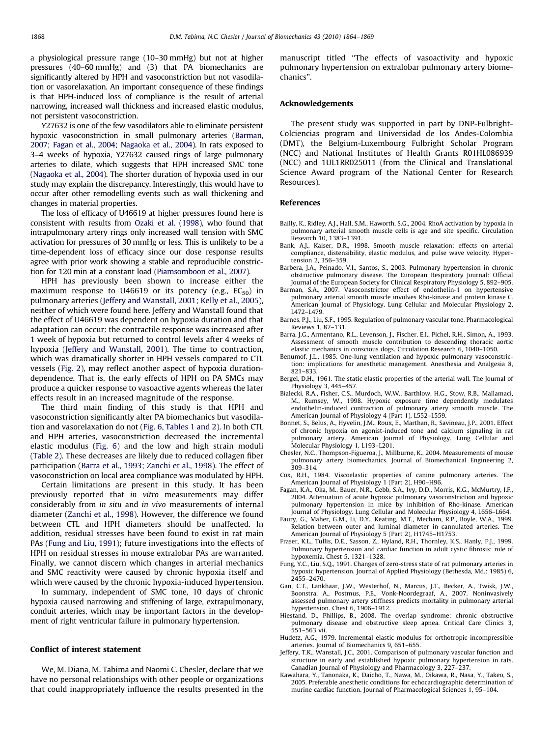a physiological pressure range (10–30 mmHg) but not at higher pressures (40–60 mmHg) and (3) that PA biomechanics are significantly altered by HPH and vasoconstriction but not vasodilation or vasorelaxation. An important consequence of these findings is that HPH-induced loss of compliance is the result of arterial narrowing, increased wall thickness and increased elastic modulus, not persistent vasoconstriction.

Y27632 is one of the few vasodilators able to eliminate persistent hypoxic vasoconstriction in small pulmonary arteries (Barman, 2007; Fagan et al., 2004; Nagaoka et al., 2004). In rats exposed to 3–4 weeks of hypoxia, Y27632 caused rings of large pulmonary arteries to dilate, which suggests that HPH increased SMC tone (Nagaoka et al., 2004). The shorter duration of hypoxia used in our study may explain the discrepancy. Interestingly, this would have to occur after other remodelling events such as wall thickening and changes in material properties.

The loss of efficacy of U46619 at higher pressures found here is consistent with results from Ozaki et al. (1998), who found that intrapulmonary artery rings only increased wall tension with SMC activation for pressures of 30 mmHg or less. This is unlikely to be a time-dependent loss of efficacy since our dose response results agree with prior work showing a stable and reproducible constriction for 120 min at a constant load (Piamsomboon et al., 2007).

HPH has previously been shown to increase either the maximum response to U46619 or its potency (e.g., $EC_{50}$) in pulmonary arteries (Jeffery and Wanstall, 2001; Kelly et al., 2005), neither of which were found here. Jeffery and Wanstall found that the effect of U46619 was dependent on hypoxia duration and that adaptation can occur: the contractile response was increased after 1 week of hypoxia but returned to control levels after 4 weeks of hypoxia (Jeffery and Wanstall, 2001). The time to contraction, which was dramatically shorter in HPH vessels compared to CTL vessels (Fig. 2), may reflect another aspect of hypoxia duration-dependence. That is, the early effects of HPH on PA SMCs may produce a quicker response to vasoactive agents whereas the later effects result in an increased magnitude of the response.

The third main finding of this study is that HPH and vasoconstriction significantly alter PA biomechanics but vasodilation and vasorelaxation do not (Fig. 6, Tables 1 and 2). In both CTL and HPH arteries, vasoconstriction decreased the incremental elastic modulus (Fig. 6) and the low and high strain moduli (Table 2). These decreases are likely due to reduced collagen fiber participation (Barra et al., 1993; Zanchi et al., 1998). The effect of vasoconstriction on local area compliance was modulated by HPH.

Certain limitations are present in this study. It has been previously reported that *in vitro* measurements may differ considerably from *in situ* and *in vivo* measurements of internal diameter (Zanchi et al., 1998). However, the difference we found between CTL and HPH diameters should be unaffected. In addition, residual stresses have been found to exist in rat main PAs (Fung and Liu, 1991); future investigations into the effects of HPH on residual stresses in mouse extralobar PAs are warranted. Finally, we cannot discern which changes in arterial mechanics and SMC reactivity were caused by chronic hypoxia itself and which were caused by the chronic hypoxia-induced hypertension.

In summary, independent of SMC tone, 10 days of chronic hypoxia caused narrowing and stiffening of large, extrapulmonary, conduit arteries, which may be important factors in the development of right ventricular failure in pulmonary hypertension.

## Conflict of interest statement

We, M. Diana, M. Tabima and Naomi C. Chesler, declare that we have no personal relationships with other people or organizations that could inappropriately influence the results presented in the manuscript titled "The effects of vasoactivity and hypoxic pulmonary hypertension on extralobar pulmonary artery biomechanics".

## Acknowledgements

The present study was supported in part by DNP-Fulbright-Colciencias program and Universidad de los Andes-Colombia (DMT), the Belgium-Luxembourg Fulbright Scholar Program (NCC) and National Institutes of Health Grants R01HL086939 (NCC) and 1UL1RR025011 (from the Clinical and Translational Science Award program of the National Center for Research Resources).

## References

- Bailly, K., Ridley, A.J., Hall, S.M., Haworth, S.G., 2004. RhoA activation by hypoxia in pulmonary arterial smooth muscle cells is age and site specific. Circulation Research 10, 1383–1391.
- Bank, A.J., Kaiser, D.R., 1998. Smooth muscle relaxation: effects on arterial compliance, distensibility, elastic modulus, and pulse wave velocity. Hypertension 2, 356–359.
- Barbera, J.A., Peinado, V.I., Santos, S., 2003. Pulmonary hypertension in chronic obstructive pulmonary disease. The European Respiratory Journal: Official Journal of the European Society for Clinical Respiratory Physiology 5, 892–905.
- Barman, S.A., 2007. Vasoconstrictor effect of endothelin-1 on hypertensive pulmonary arterial smooth muscle involves Rho-kinase and protein kinase C. American Journal of Physiology. Lung Cellular and Molecular Physiology 2, L472–L479.
- Barnes, P.J., Liu, S.F., 1995. Regulation of pulmonary vascular tone. Pharmacological Reviews 1, 87–131.
- Barra, J.G., Armentano, R.L., Levenson, J., Fischer, E.I., Pichel, R.H., Simon, A., 1993. Assessment of smooth muscle contribution to descending thoracic aortic elastic mechanics in conscious dogs. Circulation Research 6, 1040–1050.
- Benumof, J.L., 1985. One-lung ventilation and hypoxic pulmonary vasoconstriction: implications for anesthetic management. Anesthesia and Analgesia 8, 821–833.
- Bergel, D.H., 1961. The static elastic properties of the arterial wall. The Journal of Physiology 3, 445–457.
- Bialecki, R.A., Fisher, C.S., Murdoch, W.W., Barthlow, H.G., Stow, R.B., Mallamaci, M., Rumsey, W., 1998. Hypoxic exposure time dependently modulates endothelin-induced contraction of pulmonary artery smooth muscle. The American Journal of Physiology 4 (Part 1), L552–L559.
- Bonnet, S., Belus, A., Hyvelin, J.M., Roux, E., Marthan, R., Savineau, J.P., 2001. Effect of chronic hypoxia on agonist-induced tone and calcium signaling in rat pulmonary artery. American Journal of Physiology. Lung Cellular and Molecular Physiology 1, L193–L201.
- Chesler, N.C., Thompson-Figueroa, J., Millburne, K., 2004. Measurements of mouse pulmonary artery biomechanics. Journal of Biomechanical Engineering 2, 309–314.
- Cox, R.H., 1984. Viscoelastic properties of canine pulmonary arteries. The American Journal of Physiology 1 (Part 2), H90–H96.
- Fagan, K.A., Oka, M., Bauer, N.R., Gebb, S.A., Ivy, D.D., Morris, K.G., McMurtry, I.F., 2004. Attenuation of acute hypoxic pulmonary vasoconstriction and hypoxic pulmonary hypertension in mice by inhibition of Rho-kinase. American Journal of Physiology. Lung Cellular and Molecular Physiology 4, L656–L664.
- Faury, G., Maher, G.M., Li, D.Y., Keating, M.T., Mecham, R.P., Boyle, W.A., 1999. Relation between outer and luminal diameter in cannulated arteries. The American Journal of Physiology 5 (Part 2), H1745–H1753.
- Fraser, K.L., Tullis, D.E., Sasson, Z., Hyland, R.H., Thornley, K.S., Hanly, P.J., 1999. Pulmonary hypertension and cardiac function in adult cystic fibrosis: role of hypoxemia. Chest 5, 1321–1328.
- Fung, Y.C., Liu, S.Q., 1991. Changes of zero-stress state of rat pulmonary arteries in hypoxic hypertension. Journal of Applied Physiology (Bethesda, Md.: 1985) 6, 2455–2470.
- Gan, C.T., Lankhaar, J.W., Westerhof, N., Marcus, J.T., Becker, A., Twisk, J.W., Boonstra, A., Postmus, P.E., Vonk-Noordegraaf, A., 2007. Noninvasively assessed pulmonary artery stiffness predicts mortality in pulmonary arterial hypertension. Chest 6, 1906–1912.
- Hiestand, D., Phillips, B., 2008. The overlap syndrome: chronic obstructive pulmonary disease and obstructive sleep apnea. Critical Care Clinics 3, 551–563 vii.
- Hudetz, A.G., 1979. Incremental elastic modulus for orthotropic incompressible arteries. Journal of Biomechanics 9, 651–655.
- Jeffery, T.K., Wanstall, J.C., 2001. Comparison of pulmonary vascular function and structure in early and established hypoxic pulmonary hypertension in rats. Canadian Journal of Physiology and Pharmacology 3, 227–237.
- Kawahara, Y., Tanonaka, K., Daicho, T., Nawa, M., Oikawa, R., Nasa, Y., Takeo, S., 2005. Preferable anesthetic conditions for echocardiographic determination of murine cardiac function. Journal of Pharmacological Sciences 1, 95–104.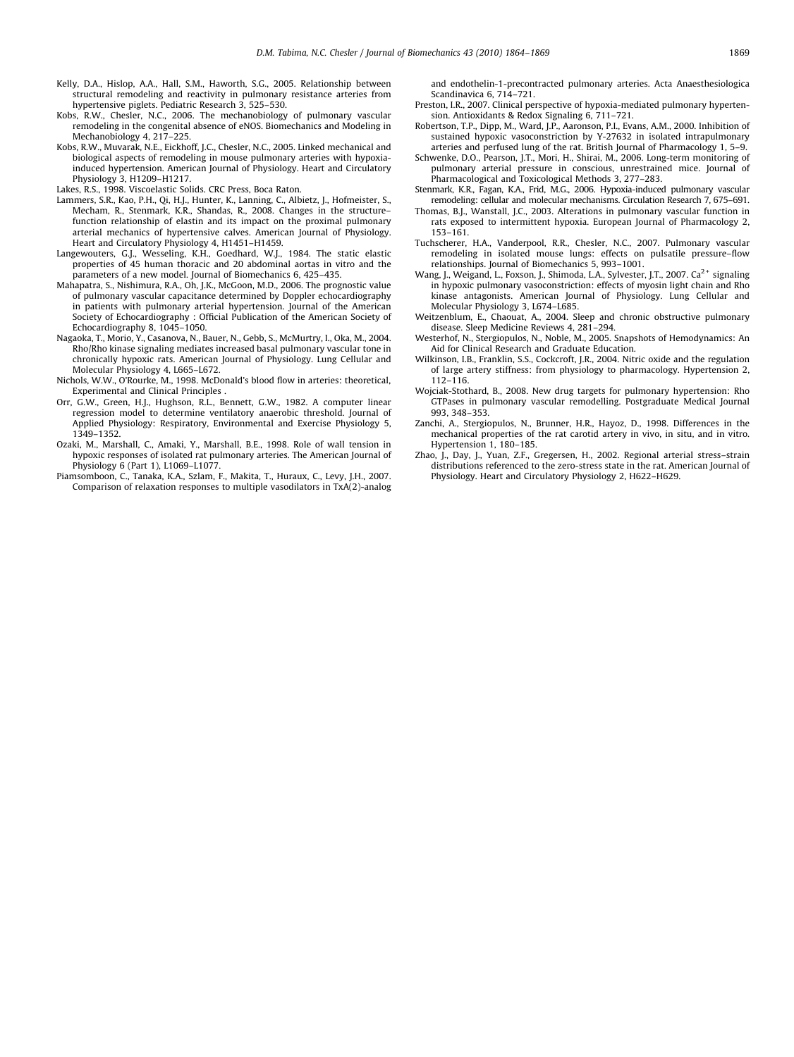Kelly, D.A., Hislop, A.A., Hall, S.M., Haworth, S.G., 2005. Relationship between structural remodeling and reactivity in pulmonary resistance arteries from hypertensive piglets. Pediatric Research 3, 525–530.

Kobs, R.W., Chesler, N.C., 2006. The mechanobiology of pulmonary vascular remodeling in the congenital absence of eNOS. Biomechanics and Modeling in Mechanobiology 4, 217–225.

Kobs, R.W., Muvarak, N.E., Eickhoff, J.C., Chesler, N.C., 2005. Linked mechanical and biological aspects of remodeling in mouse pulmonary arteries with hypoxia-induced hypertension. American Journal of Physiology. Heart and Circulatory Physiology 3, H1209–H1217.

Lakes, R.S., 1998. Viscoelastic Solids. CRC Press, Boca Raton.

Lammers, S.R., Kao, P.H., Qi, H.J., Hunter, K., Lanning, C., Albietz, J., Hofmeister, S., Mecham, R., Stenmark, K.R., Shandas, R., 2008. Changes in the structure–function relationship of elastin and its impact on the proximal pulmonary arterial mechanics of hypertensive calves. American Journal of Physiology. Heart and Circulatory Physiology 4, H1451–H1459.

Langewouters, G.J., Wesseling, K.H., Goedhard, W.J., 1984. The static elastic properties of 45 human thoracic and 20 abdominal aortas in vitro and the parameters of a new model. Journal of Biomechanics 6, 425–435.

Mahapatra, S., Nishimura, R.A., Oh, J.K., McGoon, M.D., 2006. The prognostic value of pulmonary vascular capacitance determined by Doppler echocardiography in patients with pulmonary arterial hypertension. Journal of the American Society of Echocardiography : Official Publication of the American Society of Echocardiography 8, 1045–1050.

Nagaoka, T., Morio, Y., Casanova, N., Bauer, N., Gebb, S., McMurtry, I., Oka, M., 2004. Rho/Rho kinase signaling mediates increased basal pulmonary vascular tone in chronically hypoxic rats. American Journal of Physiology. Lung Cellular and Molecular Physiology 4, L665–L672.

Nichols, W.W., O'Rourke, M., 1998. McDonald's blood flow in arteries: theoretical, Experimental and Clinical Principles .

Orr, G.W., Green, H.J., Hughson, R.L., Bennett, G.W., 1982. A computer linear regression model to determine ventilatory anaerobic threshold. Journal of Applied Physiology: Respiratory, Environmental and Exercise Physiology 5, 1349–1352.

Ozaki, M., Marshall, C., Amaki, Y., Marshall, B.E., 1998. Role of wall tension in hypoxic responses of isolated rat pulmonary arteries. The American Journal of Physiology 6 (Part 1), L1069–L1077.

Piamsomboon, C., Tanaka, K.A., Szlam, F., Makita, T., Huraux, C., Levy, J.H., 2007. Comparison of relaxation responses to multiple vasodilators in TxA(2)-analog and endothelin-1-precontracted pulmonary arteries. Acta Anaesthesiologica Scandinavica 6, 714–721.

Preston, I.R., 2007. Clinical perspective of hypoxia-mediated pulmonary hypertension. Antioxidants & Redox Signaling 6, 711–721.

Robertson, T.P., Dipp, M., Ward, J.P., Aaronson, P.I., Evans, A.M., 2000. Inhibition of sustained hypoxic vasoconstriction by Y-27632 in isolated intrapulmonary arteries and perfused lung of the rat. British Journal of Pharmacology 1, 5–9.

Schwenke, D.O., Pearson, J.T., Mori, H., Shirai, M., 2006. Long-term monitoring of pulmonary arterial pressure in conscious, unrestrained mice. Journal of Pharmacological and Toxicological Methods 3, 277–283.

Stenmark, K.R., Fagan, K.A., Frid, M.G., 2006. Hypoxia-induced pulmonary vascular remodeling: cellular and molecular mechanisms. Circulation Research 7, 675–691.

Thomas, B.J., Wanstall, J.C., 2003. Alterations in pulmonary vascular function in rats exposed to intermittent hypoxia. European Journal of Pharmacology 2, 153–161.

Tuchscherer, H.A., Vanderpool, R.R., Chesler, N.C., 2007. Pulmonary vascular remodeling in isolated mouse lungs: effects on pulsatile pressure–flow relationships. Journal of Biomechanics 5, 993–1001.

Wang, J., Weigand, L., Foxson, J., Shimoda, L.A., Sylvester, J.T., 2007. $Ca^{2+}$ signaling in hypoxic pulmonary vasoconstriction: effects of myosin light chain and Rho kinase antagonists. American Journal of Physiology. Lung Cellular and Molecular Physiology 3, L674–L685.

Weitzenblum, E., Chaouat, A., 2004. Sleep and chronic obstructive pulmonary disease. Sleep Medicine Reviews 4, 281–294.

Westerhof, N., Stergiopulos, N., Noble, M., 2005. Snapshots of Hemodynamics: An Aid for Clinical Research and Graduate Education.

Wilkinson, I.B., Franklin, S.S., Cockcroft, J.R., 2004. Nitric oxide and the regulation of large artery stiffness: from physiology to pharmacology. Hypertension 2, 112–116.

Wojciak-Stothard, B., 2008. New drug targets for pulmonary hypertension: Rho GTPases in pulmonary vascular remodelling. Postgraduate Medical Journal 993, 348–353.

Zanchi, A., Stergiopulos, N., Brunner, H.R., Hayoz, D., 1998. Differences in the mechanical properties of the rat carotid artery in vivo, in situ, and in vitro. Hypertension 1, 180–185.

Zhao, J., Day, J., Yuan, Z.F., Gregersen, H., 2002. Regional arterial stress–strain distributions referenced to the zero-stress state in the rat. American Journal of Physiology. Heart and Circulatory Physiology 2, H622–H629.